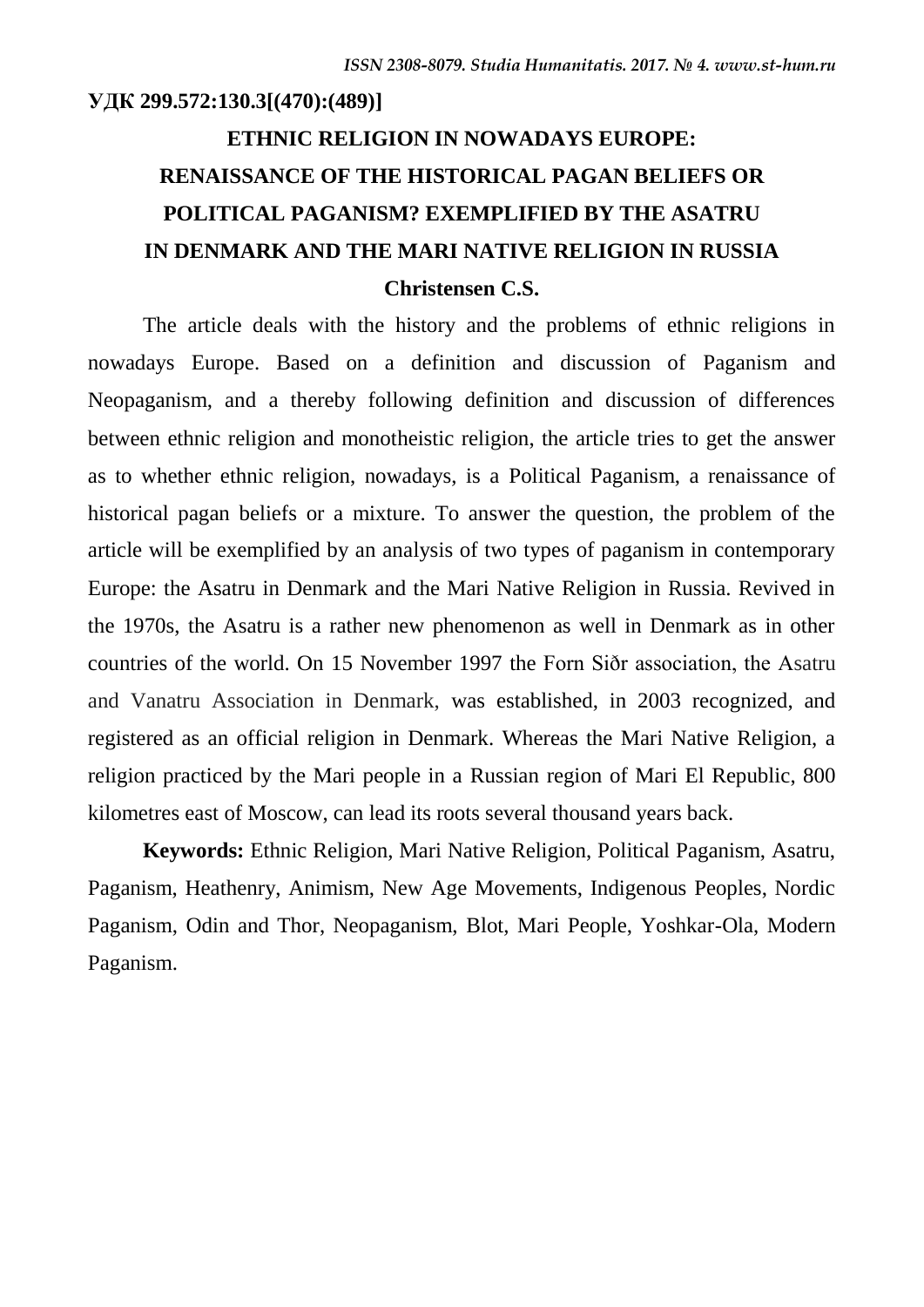**УДК 299.572:130.3[(470):(489)]**

# ETHNIC RELIGION IN NOWADAYS EUROPE: RENAISSANCE OF THE HISTORICAL PAGAN BELIEFS OR POLITICAL PAGANISM? EXEMPLIFIED BY THE ASATRU IN DENMARK AND THE MARI NATIVE RELIGION IN RUSSIA

**Christensen C.S.**

The article deals with the history and the problems of ethnic religions in nowadays Europe. Based on a definition and discussion of Paganism and Neopaganism, and a thereby following definition and discussion of differences between ethnic religion and monotheistic religion, the article tries to get the answer as to whether ethnic religion, nowadays, is a Political Paganism, a renaissance of historical pagan beliefs or a mixture. To answer the question, the problem of the article will be exemplified by an analysis of two types of paganism in contemporary Europe: the Asatru in Denmark and the Mari Native Religion in Russia. Revived in the 1970s, the Asatru is a rather new phenomenon as well in Denmark as in other countries of the world. On 15 November 1997 the Forn Siðr association, the Asatru and Vanatru Association in Denmark, was established, in 2003 recognized, and registered as an official religion in Denmark. Whereas the Mari Native Religion, a religion practiced by the Mari people in a Russian region of Mari El Republic, 800 kilometres east of Moscow, can lead its roots several thousand years back.

**Keywords:** Ethnic Religion, Mari Native Religion, Political Paganism, Asatru, Paganism, Heathenry, Animism, New Age Movements, Indigenous Peoples, Nordic Paganism, Odin and Thor, Neopaganism, Blot, Mari People, Yoshkar-Ola, Modern Paganism.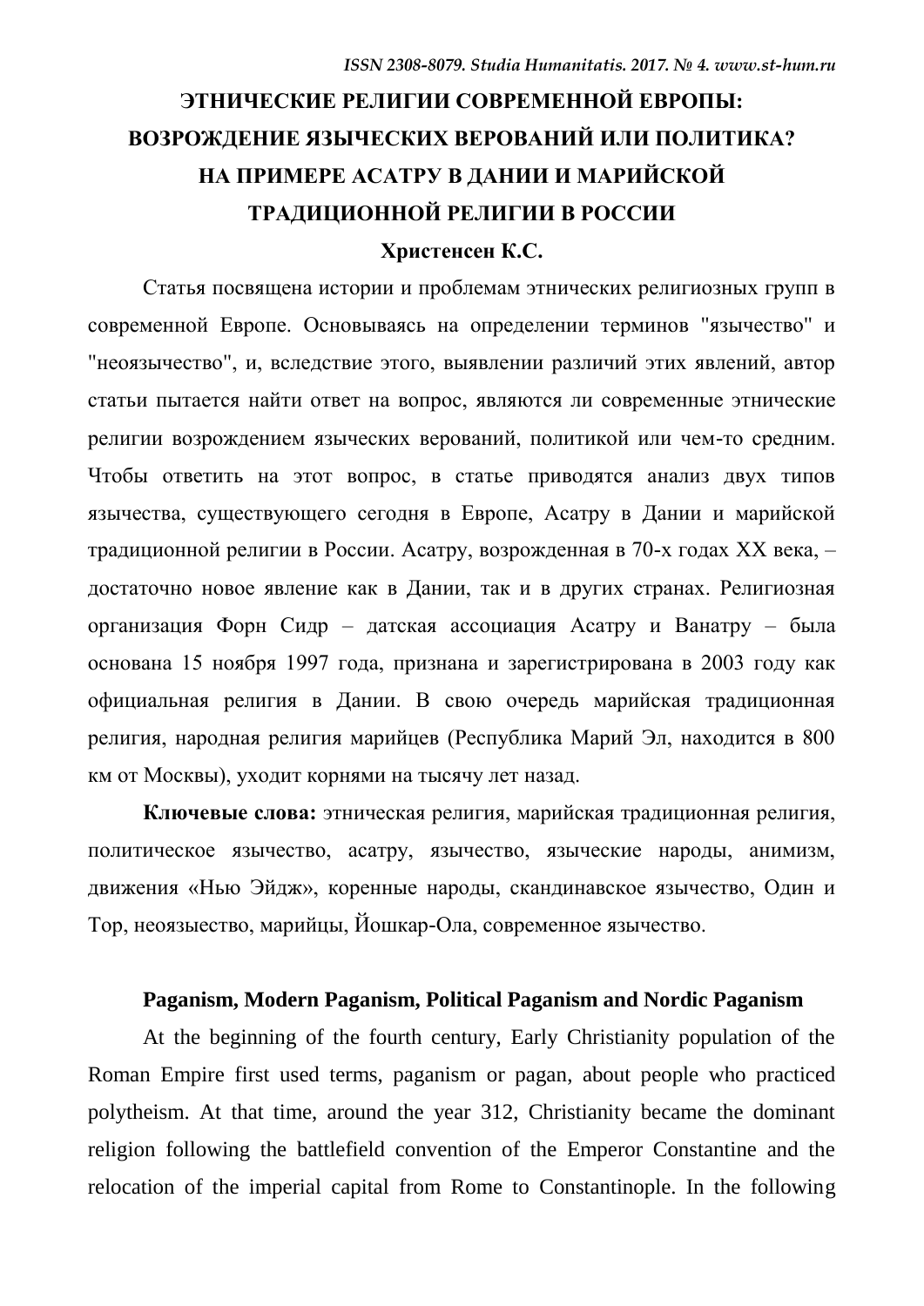# ЭТНИЧЕСКИЕ РЕЛИГИИ СОВРЕМЕННОЙ ЕВРОПЫ: ВОЗРОЖДЕНИЕ ЯЗЫЧЕСКИХ ВЕРОВАНИЙ ИЛИ ПОЛИТИКА? НА ПРИМЕРЕ АСАТРУ В ДАНИИ И МАРИЙСКОЙ ТРАДИЦИОННОЙ РЕЛИГИИ В РОССИИ

**Христенсен К.С.**

Статья посвящена истории и проблемам этнических религиозных групп в современной Европе. Основываясь на определении терминов "язычество" и "неоязычество", и, вследствие этого, выявлении различий этих явлений, автор статьи пытается найти ответ на вопрос, являются ли современные этнические религии возрождением языческих верований, политикой или чем-то средним. Чтобы ответить на этот вопрос, в статье приводятся анализ двух типов язычества, существующего сегодня в Европе, Асатру в Дании и марийской традиционной религии в России. Асатру, возрожденная в 70-х годах XX века, – достаточно новое явление как в Дании, так и в других странах. Религиозная организация Форн Сидр – датская ассоциация Асатру и Ванатру – была основана 15 ноября 1997 года, признана и зарегистрирована в 2003 году как официальная религия в Дании. В свою очередь марийская традиционная религия, народная религия марийцев (Республика Марий Эл, находится в 800 км от Москвы), уходит корнями на тысячу лет назад.

**Ключевые слова:** этническая религия, марийская традиционная религия, политическое язычество, асатру, язычество, языческие народы, анимизм, движения «Нью Эйдж», коренные народы, скандинавское язычество, Один и Тор, неоязыество, марийцы, Йошкар-Ола, современное язычество.

## Paganism, Modern Paganism, Political Paganism and Nordic Paganism

At the beginning of the fourth century, Early Christianity population of the Roman Empire first used terms, paganism or pagan, about people who practiced polytheism. At that time, around the year 312, Christianity became the dominant religion following the battlefield convention of the Emperor Constantine and the relocation of the imperial capital from Rome to Constantinople. In the following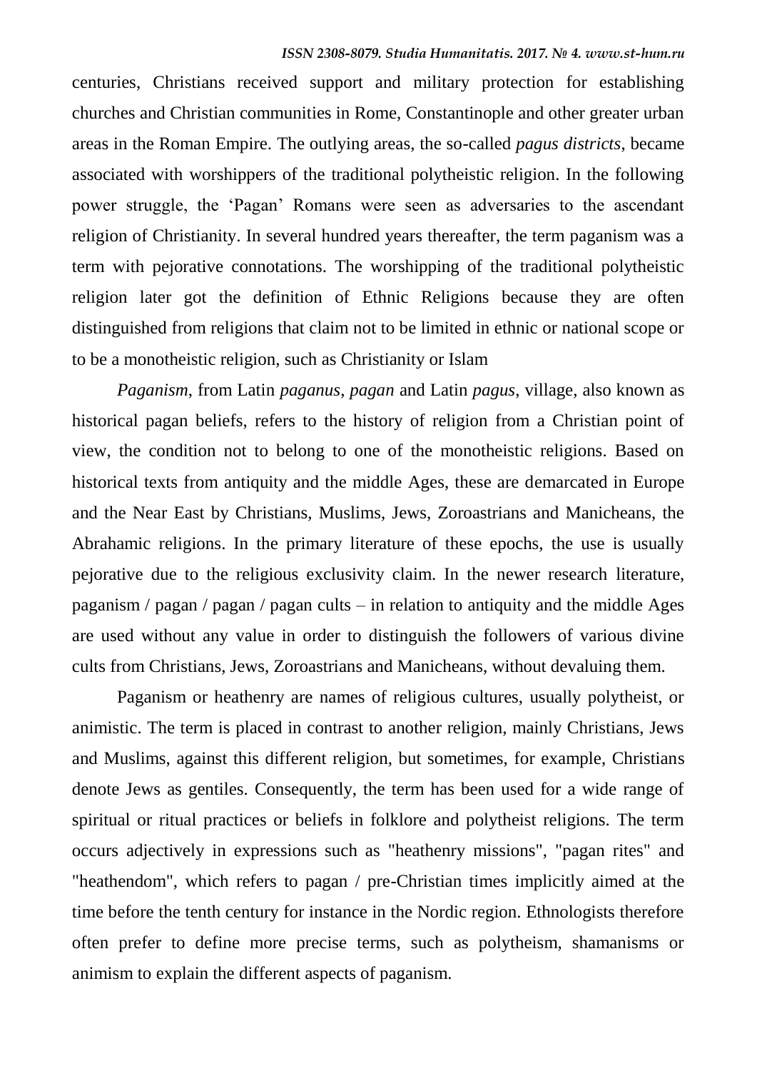centuries, Christians received support and military protection for establishing churches and Christian communities in Rome, Constantinople and other greater urban areas in the Roman Empire. The outlying areas, the so-called *pagus districts*, became associated with worshippers of the traditional polytheistic religion. In the following power struggle, the 'Pagan' Romans were seen as adversaries to the ascendant religion of Christianity. In several hundred years thereafter, the term paganism was a term with pejorative connotations. The worshipping of the traditional polytheistic religion later got the definition of Ethnic Religions because they are often distinguished from religions that claim not to be limited in ethnic or national scope or to be a monotheistic religion, such as Christianity or Islam

*Paganism*, from Latin *paganus*, *pagan* and Latin *pagus*, village, also known as historical pagan beliefs, refers to the history of religion from a Christian point of view, the condition not to belong to one of the monotheistic religions. Based on historical texts from antiquity and the middle Ages, these are demarcated in Europe and the Near East by Christians, Muslims, Jews, Zoroastrians and Manicheans, the Abrahamic religions. In the primary literature of these epochs, the use is usually pejorative due to the religious exclusivity claim. In the newer research literature, paganism / pagan / pagan / pagan cults – in relation to antiquity and the middle Ages are used without any value in order to distinguish the followers of various divine cults from Christians, Jews, Zoroastrians and Manicheans, without devaluing them.

Paganism or heathenry are names of religious cultures, usually polytheist, or animistic. The term is placed in contrast to another religion, mainly Christians, Jews and Muslims, against this different religion, but sometimes, for example, Christians denote Jews as gentiles. Consequently, the term has been used for a wide range of spiritual or ritual practices or beliefs in folklore and polytheist religions. The term occurs adjectively in expressions such as "heathenry missions", "pagan rites" and "heathendom", which refers to pagan / pre-Christian times implicitly aimed at the time before the tenth century for instance in the Nordic region. Ethnologists therefore often prefer to define more precise terms, such as polytheism, shamanisms or animism to explain the different aspects of paganism.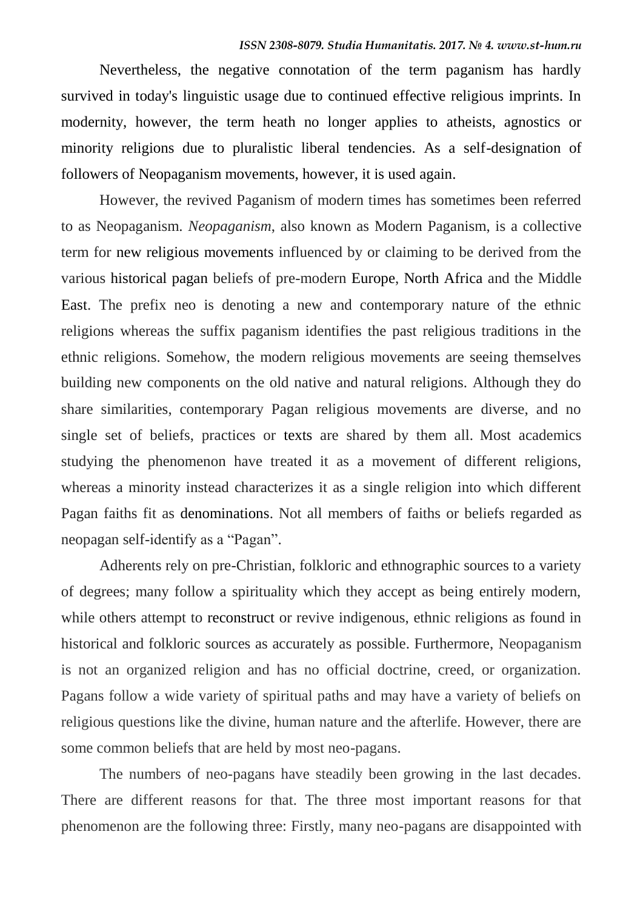Nevertheless, the negative connotation of the term paganism has hardly survived in today's linguistic usage due to continued effective religious imprints. In modernity, however, the term heath no longer applies to atheists, agnostics or minority religions due to pluralistic liberal tendencies. As a self-designation of followers of Neopaganism movements, however, it is used again.

However, the revived Paganism of modern times has sometimes been referred to as Neopaganism. *Neopaganism*, also known as Modern Paganism, is a collective term for new religious movements influenced by or claiming to be derived from the various historical pagan beliefs of pre-modern Europe, North Africa and the Middle East. The prefix neo is denoting a new and contemporary nature of the ethnic religions whereas the suffix paganism identifies the past religious traditions in the ethnic religions. Somehow, the modern religious movements are seeing themselves building new components on the old native and natural religions. Although they do share similarities, contemporary Pagan religious movements are diverse, and no single set of beliefs, practices or texts are shared by them all. Most academics studying the phenomenon have treated it as a movement of different religions, whereas a minority instead characterizes it as a single religion into which different Pagan faiths fit as denominations. Not all members of faiths or beliefs regarded as neopagan self-identify as a "Pagan".

Adherents rely on pre-Christian, folkloric and ethnographic sources to a variety of degrees; many follow a spirituality which they accept as being entirely modern, while others attempt to reconstruct or revive indigenous, ethnic religions as found in historical and folkloric sources as accurately as possible. Furthermore, Neopaganism is not an organized religion and has no official doctrine, creed, or organization. Pagans follow a wide variety of spiritual paths and may have a variety of beliefs on religious questions like the divine, human nature and the afterlife. However, there are some common beliefs that are held by most neo-pagans.

The numbers of neo-pagans have steadily been growing in the last decades. There are different reasons for that. The three most important reasons for that phenomenon are the following three: Firstly, many neo-pagans are disappointed with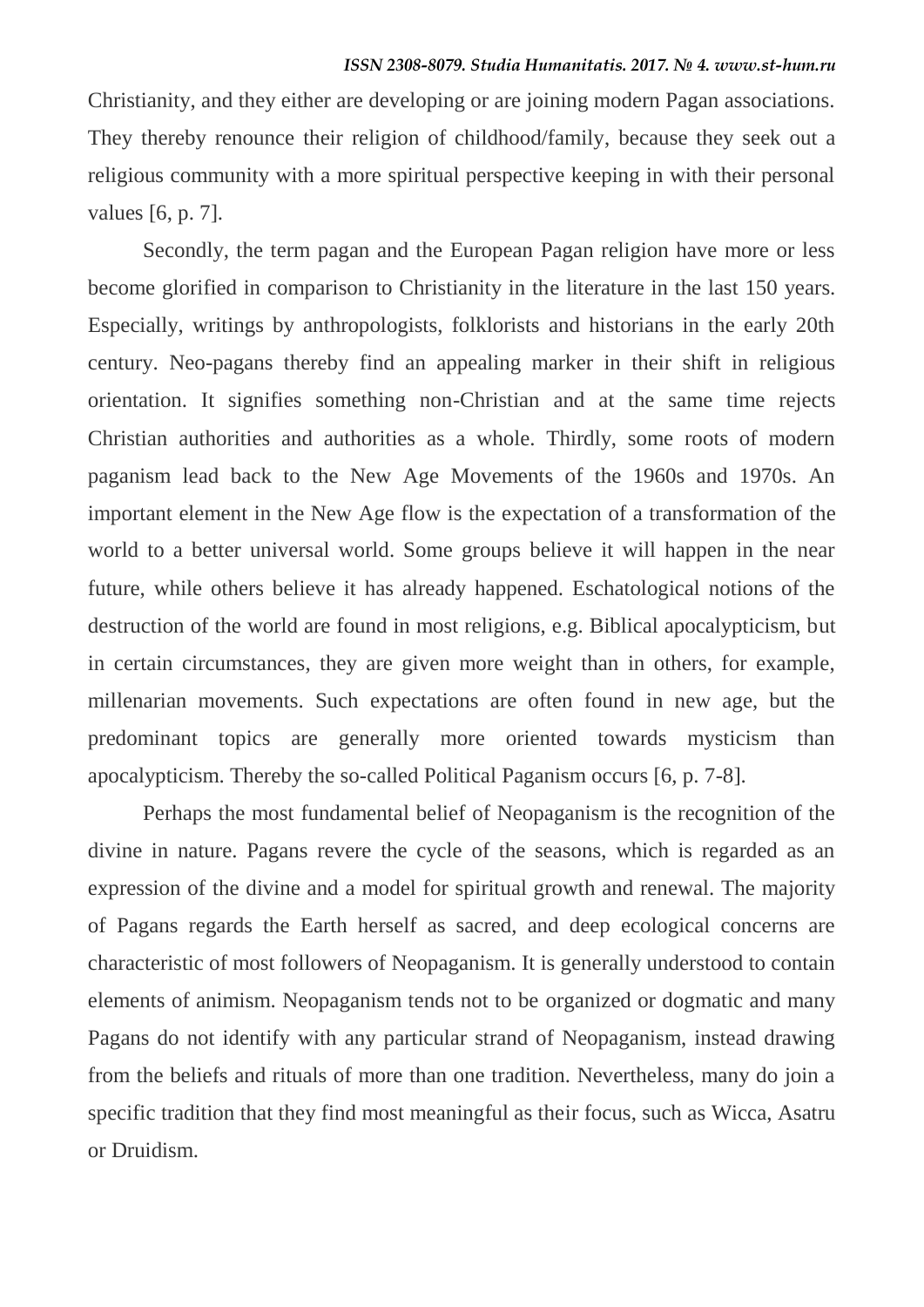Christianity, and they either are developing or are joining modern Pagan associations. They thereby renounce their religion of childhood/family, because they seek out a religious community with a more spiritual perspective keeping in with their personal values [6, p. 7].

Secondly, the term pagan and the European Pagan religion have more or less become glorified in comparison to Christianity in the literature in the last 150 years. Especially, writings by anthropologists, folklorists and historians in the early 20th century. Neo-pagans thereby find an appealing marker in their shift in religious orientation. It signifies something non-Christian and at the same time rejects Christian authorities and authorities as a whole. Thirdly, some roots of modern paganism lead back to the New Age Movements of the 1960s and 1970s. An important element in the New Age flow is the expectation of a transformation of the world to a better universal world. Some groups believe it will happen in the near future, while others believe it has already happened. Eschatological notions of the destruction of the world are found in most religions, e.g. Biblical apocalypticism, but in certain circumstances, they are given more weight than in others, for example, millenarian movements. Such expectations are often found in new age, but the predominant topics are generally more oriented towards mysticism than apocalypticism. Thereby the so-called Political Paganism occurs [6, p. 7-8].

Perhaps the most fundamental belief of Neopaganism is the recognition of the divine in nature. Pagans revere the cycle of the seasons, which is regarded as an expression of the divine and a model for spiritual growth and renewal. The majority of Pagans regards the Earth herself as sacred, and deep ecological concerns are characteristic of most followers of Neopaganism. It is generally understood to contain elements of animism. Neopaganism tends not to be organized or dogmatic and many Pagans do not identify with any particular strand of Neopaganism, instead drawing from the beliefs and rituals of more than one tradition. Nevertheless, many do join a specific tradition that they find most meaningful as their focus, such as Wicca, Asatru or Druidism.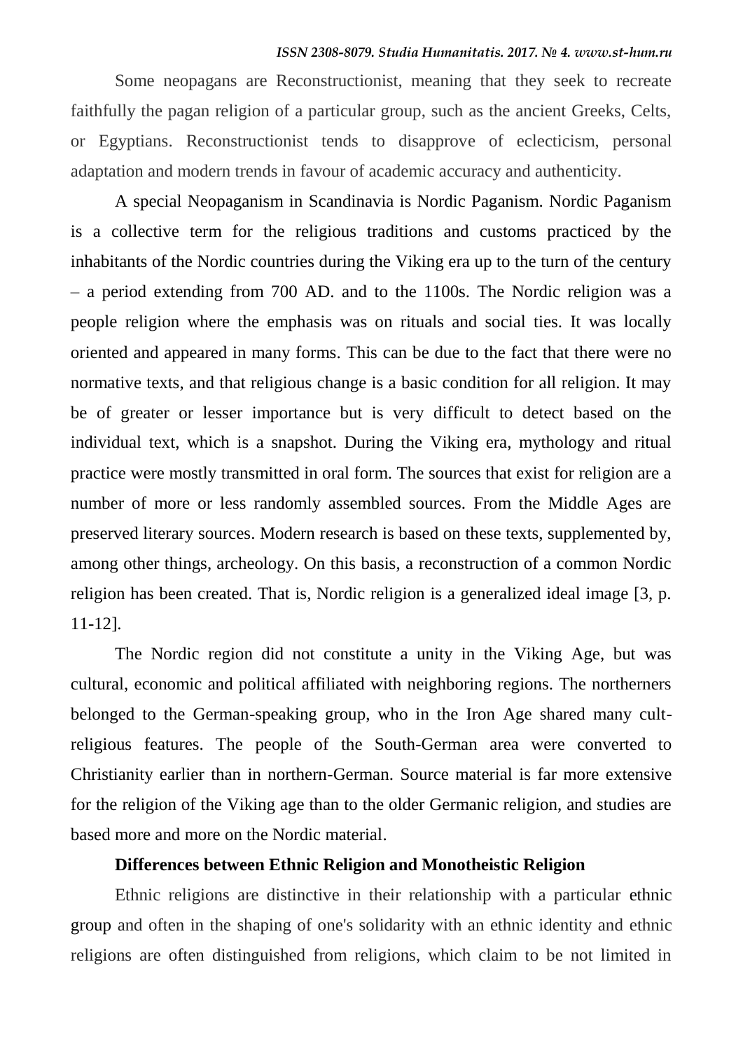Some neopagans are Reconstructionist, meaning that they seek to recreate faithfully the pagan religion of a particular group, such as the ancient Greeks, Celts, or Egyptians. Reconstructionist tends to disapprove of eclecticism, personal adaptation and modern trends in favour of academic accuracy and authenticity.

A special Neopaganism in Scandinavia is Nordic Paganism. Nordic Paganism is a collective term for the religious traditions and customs practiced by the inhabitants of the Nordic countries during the Viking era up to the turn of the century – a period extending from 700 AD. and to the 1100s. The Nordic religion was a people religion where the emphasis was on rituals and social ties. It was locally oriented and appeared in many forms. This can be due to the fact that there were no normative texts, and that religious change is a basic condition for all religion. It may be of greater or lesser importance but is very difficult to detect based on the individual text, which is a snapshot. During the Viking era, mythology and ritual practice were mostly transmitted in oral form. The sources that exist for religion are a number of more or less randomly assembled sources. From the Middle Ages are preserved literary sources. Modern research is based on these texts, supplemented by, among other things, archeology. On this basis, a reconstruction of a common Nordic religion has been created. That is, Nordic religion is a generalized ideal image [3, p. 11-12].

The Nordic region did not constitute a unity in the Viking Age, but was cultural, economic and political affiliated with neighboring regions. The northerners belonged to the German-speaking group, who in the Iron Age shared many cult-religious features. The people of the South-German area were converted to Christianity earlier than in northern-German. Source material is far more extensive for the religion of the Viking age than to the older Germanic religion, and studies are based more and more on the Nordic material.

## Differences between Ethnic Religion and Monotheistic Religion

Ethnic religions are distinctive in their relationship with a particular ethnic group and often in the shaping of one's solidarity with an ethnic identity and ethnic religions are often distinguished from religions, which claim to be not limited in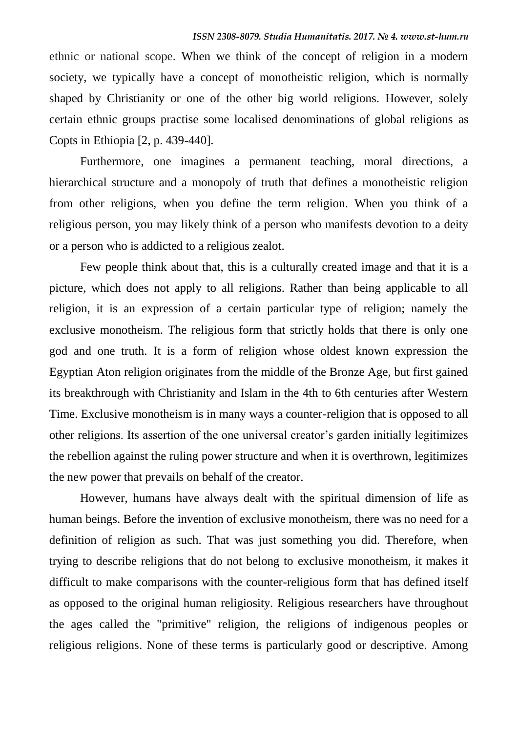ethnic or national scope. When we think of the concept of religion in a modern society, we typically have a concept of monotheistic religion, which is normally shaped by Christianity or one of the other big world religions. However, solely certain ethnic groups practise some localised denominations of global religions as Copts in Ethiopia [2, p. 439-440].

Furthermore, one imagines a permanent teaching, moral directions, a hierarchical structure and a monopoly of truth that defines a monotheistic religion from other religions, when you define the term religion. When you think of a religious person, you may likely think of a person who manifests devotion to a deity or a person who is addicted to a religious zealot.

Few people think about that, this is a culturally created image and that it is a picture, which does not apply to all religions. Rather than being applicable to all religion, it is an expression of a certain particular type of religion; namely the exclusive monotheism. The religious form that strictly holds that there is only one god and one truth. It is a form of religion whose oldest known expression the Egyptian Aton religion originates from the middle of the Bronze Age, but first gained its breakthrough with Christianity and Islam in the 4th to 6th centuries after Western Time. Exclusive monotheism is in many ways a counter-religion that is opposed to all other religions. Its assertion of the one universal creator's garden initially legitimizes the rebellion against the ruling power structure and when it is overthrown, legitimizes the new power that prevails on behalf of the creator.

However, humans have always dealt with the spiritual dimension of life as human beings. Before the invention of exclusive monotheism, there was no need for a definition of religion as such. That was just something you did. Therefore, when trying to describe religions that do not belong to exclusive monotheism, it makes it difficult to make comparisons with the counter-religious form that has defined itself as opposed to the original human religiosity. Religious researchers have throughout the ages called the "primitive" religion, the religions of indigenous peoples or religious religions. None of these terms is particularly good or descriptive. Among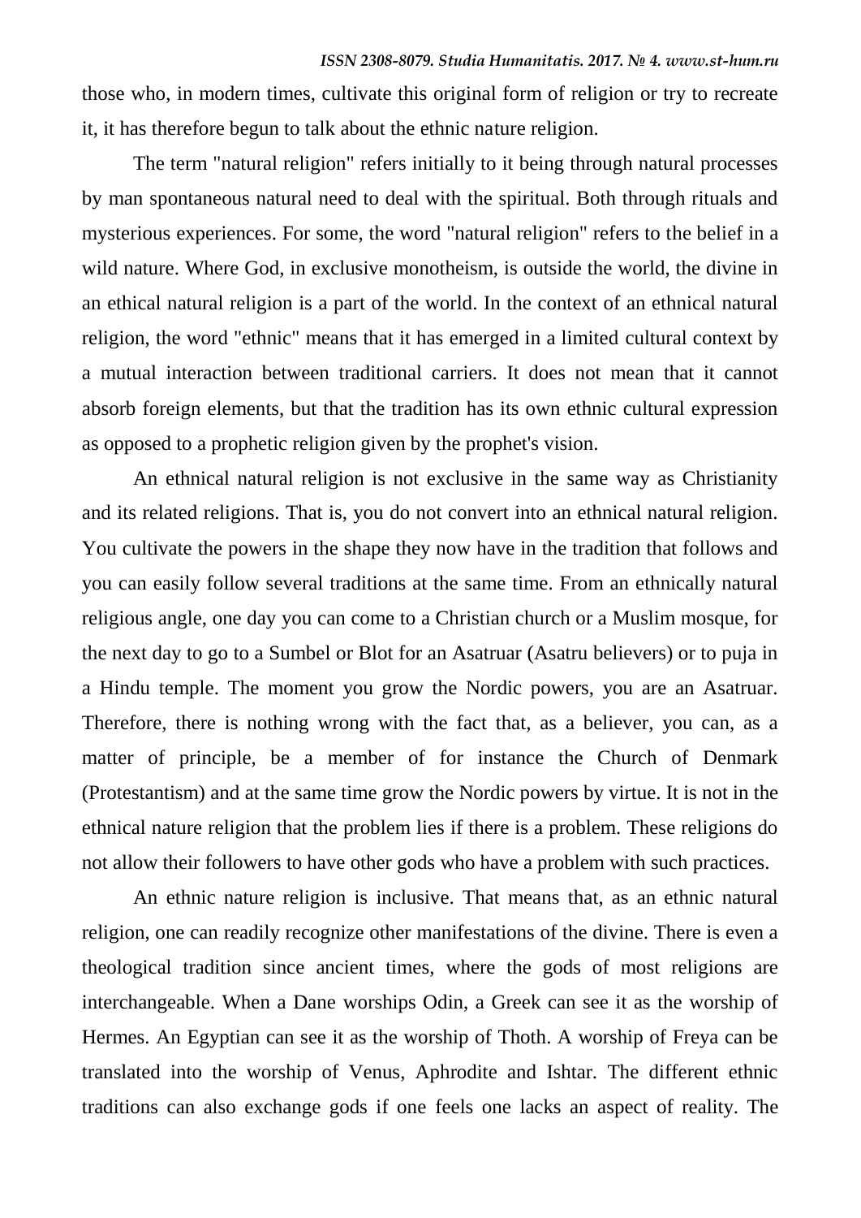those who, in modern times, cultivate this original form of religion or try to recreate it, it has therefore begun to talk about the ethnic nature religion.

The term "natural religion" refers initially to it being through natural processes by man spontaneous natural need to deal with the spiritual. Both through rituals and mysterious experiences. For some, the word "natural religion" refers to the belief in a wild nature. Where God, in exclusive monotheism, is outside the world, the divine in an ethical natural religion is a part of the world. In the context of an ethnical natural religion, the word "ethnic" means that it has emerged in a limited cultural context by a mutual interaction between traditional carriers. It does not mean that it cannot absorb foreign elements, but that the tradition has its own ethnic cultural expression as opposed to a prophetic religion given by the prophet's vision.

An ethnical natural religion is not exclusive in the same way as Christianity and its related religions. That is, you do not convert into an ethnical natural religion. You cultivate the powers in the shape they now have in the tradition that follows and you can easily follow several traditions at the same time. From an ethnically natural religious angle, one day you can come to a Christian church or a Muslim mosque, for the next day to go to a Sumbel or Blot for an Asatruar (Asatru believers) or to puja in a Hindu temple. The moment you grow the Nordic powers, you are an Asatruar. Therefore, there is nothing wrong with the fact that, as a believer, you can, as a matter of principle, be a member of for instance the Church of Denmark (Protestantism) and at the same time grow the Nordic powers by virtue. It is not in the ethnical nature religion that the problem lies if there is a problem. These religions do not allow their followers to have other gods who have a problem with such practices.

An ethnic nature religion is inclusive. That means that, as an ethnic natural religion, one can readily recognize other manifestations of the divine. There is even a theological tradition since ancient times, where the gods of most religions are interchangeable. When a Dane worships Odin, a Greek can see it as the worship of Hermes. An Egyptian can see it as the worship of Thoth. A worship of Freya can be translated into the worship of Venus, Aphrodite and Ishtar. The different ethnic traditions can also exchange gods if one feels one lacks an aspect of reality. The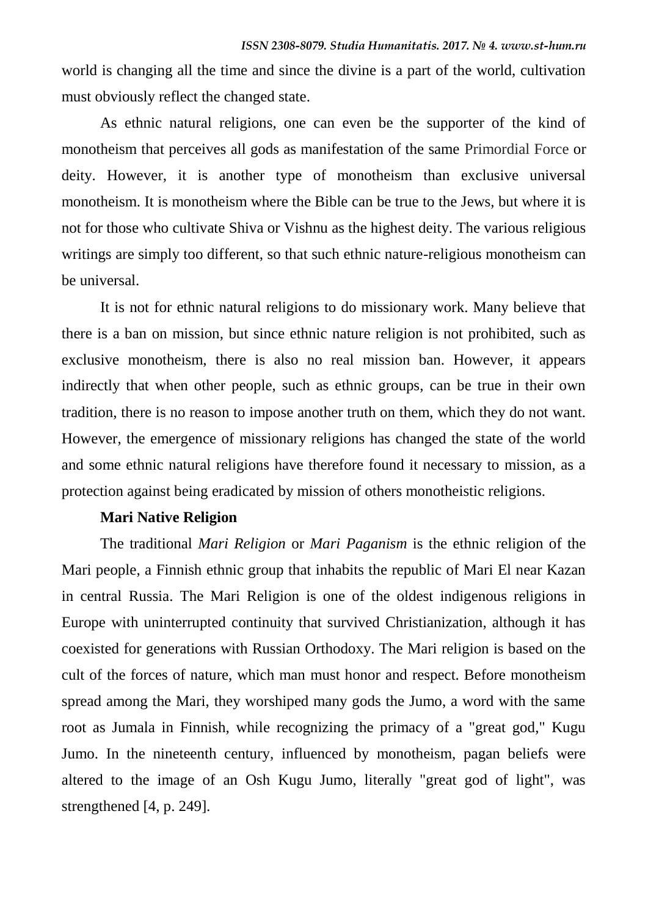world is changing all the time and since the divine is a part of the world, cultivation must obviously reflect the changed state.

As ethnic natural religions, one can even be the supporter of the kind of monotheism that perceives all gods as manifestation of the same Primordial Force or deity. However, it is another type of monotheism than exclusive universal monotheism. It is monotheism where the Bible can be true to the Jews, but where it is not for those who cultivate Shiva or Vishnu as the highest deity. The various religious writings are simply too different, so that such ethnic nature-religious monotheism can be universal.

It is not for ethnic natural religions to do missionary work. Many believe that there is a ban on mission, but since ethnic nature religion is not prohibited, such as exclusive monotheism, there is also no real mission ban. However, it appears indirectly that when other people, such as ethnic groups, can be true in their own tradition, there is no reason to impose another truth on them, which they do not want. However, the emergence of missionary religions has changed the state of the world and some ethnic natural religions have therefore found it necessary to mission, as a protection against being eradicated by mission of others monotheistic religions.

**Mari Native Religion**

The traditional *Mari Religion* or *Mari Paganism* is the ethnic religion of the Mari people, a Finnish ethnic group that inhabits the republic of Mari El near Kazan in central Russia. The Mari Religion is one of the oldest indigenous religions in Europe with uninterrupted continuity that survived Christianization, although it has coexisted for generations with Russian Orthodoxy. The Mari religion is based on the cult of the forces of nature, which man must honor and respect. Before monotheism spread among the Mari, they worshiped many gods the Jumo, a word with the same root as Jumala in Finnish, while recognizing the primacy of a "great god," Kugu Jumo. In the nineteenth century, influenced by monotheism, pagan beliefs were altered to the image of an Osh Kugu Jumo, literally "great god of light", was strengthened [4, p. 249].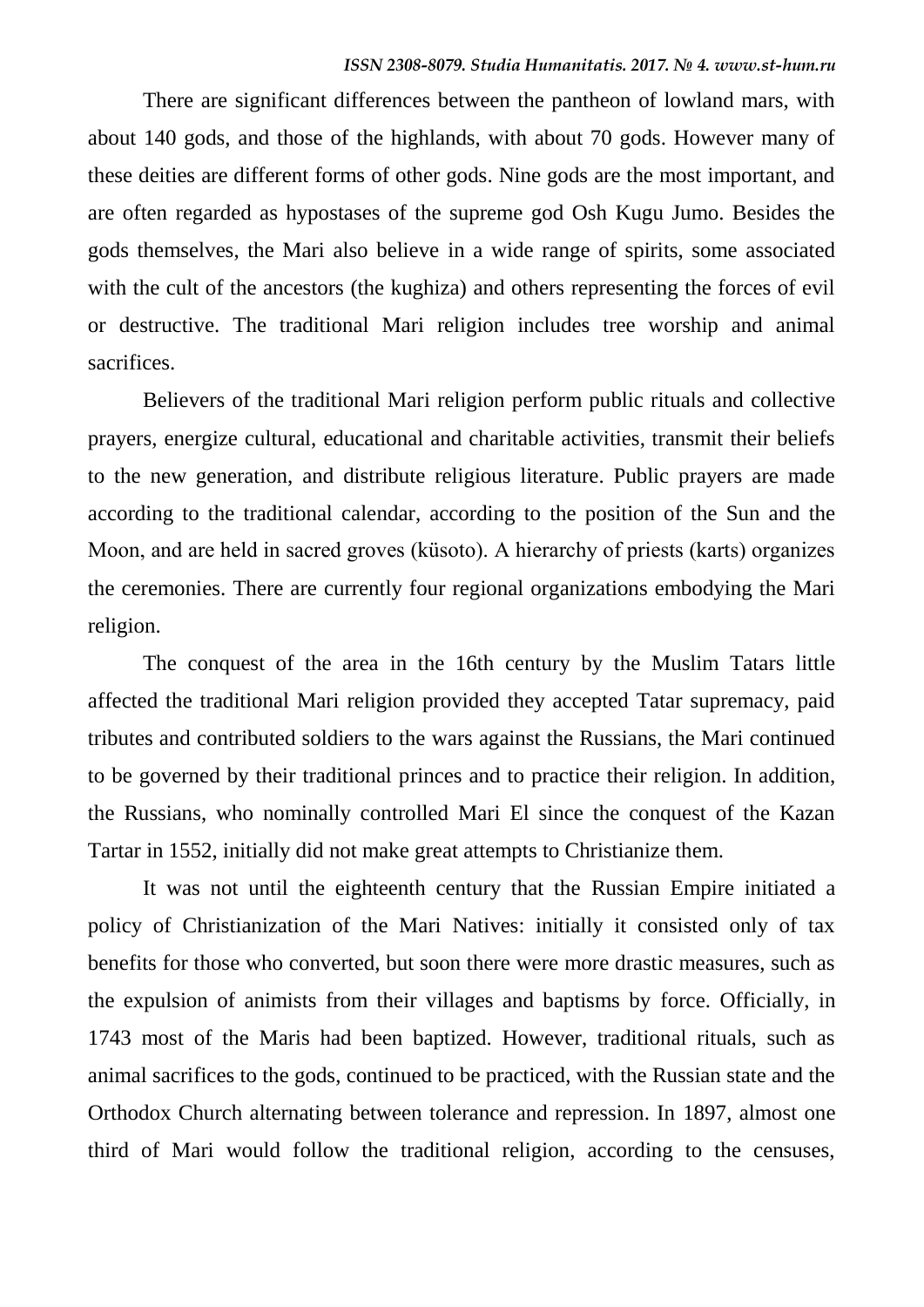There are significant differences between the pantheon of lowland mars, with about 140 gods, and those of the highlands, with about 70 gods. However many of these deities are different forms of other gods. Nine gods are the most important, and are often regarded as hypostases of the supreme god Osh Kugu Jumo. Besides the gods themselves, the Mari also believe in a wide range of spirits, some associated with the cult of the ancestors (the kughiza) and others representing the forces of evil or destructive. The traditional Mari religion includes tree worship and animal sacrifices.

Believers of the traditional Mari religion perform public rituals and collective prayers, energize cultural, educational and charitable activities, transmit their beliefs to the new generation, and distribute religious literature. Public prayers are made according to the traditional calendar, according to the position of the Sun and the Moon, and are held in sacred groves (küsoto). A hierarchy of priests (karts) organizes the ceremonies. There are currently four regional organizations embodying the Mari religion.

The conquest of the area in the 16th century by the Muslim Tatars little affected the traditional Mari religion provided they accepted Tatar supremacy, paid tributes and contributed soldiers to the wars against the Russians, the Mari continued to be governed by their traditional princes and to practice their religion. In addition, the Russians, who nominally controlled Mari El since the conquest of the Kazan Tartar in 1552, initially did not make great attempts to Christianize them.

It was not until the eighteenth century that the Russian Empire initiated a policy of Christianization of the Mari Natives: initially it consisted only of tax benefits for those who converted, but soon there were more drastic measures, such as the expulsion of animists from their villages and baptisms by force. Officially, in 1743 most of the Maris had been baptized. However, traditional rituals, such as animal sacrifices to the gods, continued to be practiced, with the Russian state and the Orthodox Church alternating between tolerance and repression. In 1897, almost one third of Mari would follow the traditional religion, according to the censuses,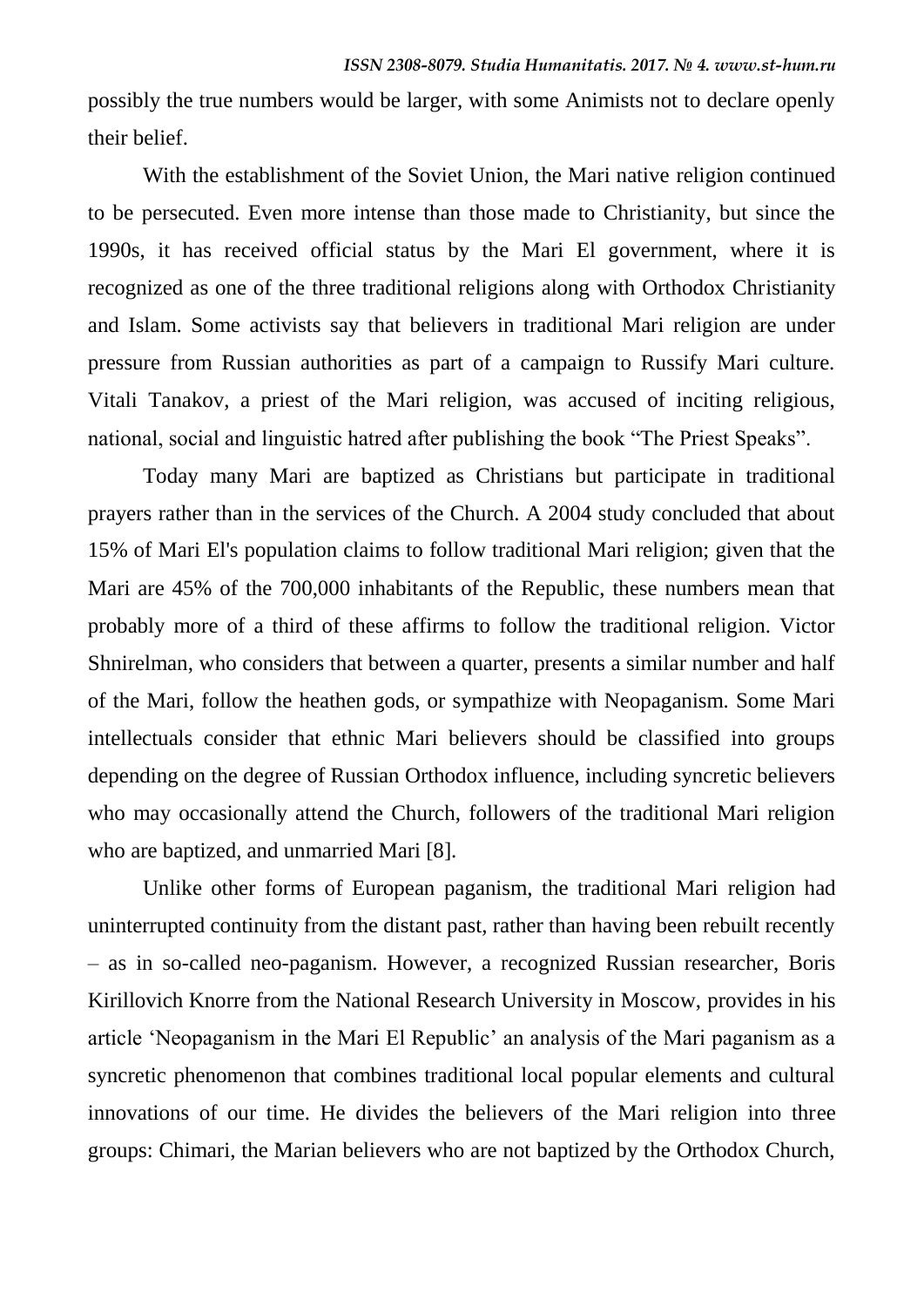possibly the true numbers would be larger, with some Animists not to declare openly their belief.

With the establishment of the Soviet Union, the Mari native religion continued to be persecuted. Even more intense than those made to Christianity, but since the 1990s, it has received official status by the Mari El government, where it is recognized as one of the three traditional religions along with Orthodox Christianity and Islam. Some activists say that believers in traditional Mari religion are under pressure from Russian authorities as part of a campaign to Russify Mari culture. Vitali Tanakov, a priest of the Mari religion, was accused of inciting religious, national, social and linguistic hatred after publishing the book "The Priest Speaks".

Today many Mari are baptized as Christians but participate in traditional prayers rather than in the services of the Church. A 2004 study concluded that about 15% of Mari El's population claims to follow traditional Mari religion; given that the Mari are 45% of the 700,000 inhabitants of the Republic, these numbers mean that probably more of a third of these affirms to follow the traditional religion. Victor Shnirelman, who considers that between a quarter, presents a similar number and half of the Mari, follow the heathen gods, or sympathize with Neopaganism. Some Mari intellectuals consider that ethnic Mari believers should be classified into groups depending on the degree of Russian Orthodox influence, including syncretic believers who may occasionally attend the Church, followers of the traditional Mari religion who are baptized, and unmarried Mari [8].

Unlike other forms of European paganism, the traditional Mari religion had uninterrupted continuity from the distant past, rather than having been rebuilt recently – as in so-called neo-paganism. However, a recognized Russian researcher, Boris Kirillovich Knorre from the National Research University in Moscow, provides in his article 'Neopaganism in the Mari El Republic' an analysis of the Mari paganism as a syncretic phenomenon that combines traditional local popular elements and cultural innovations of our time. He divides the believers of the Mari religion into three groups: Chimari, the Marian believers who are not baptized by the Orthodox Church,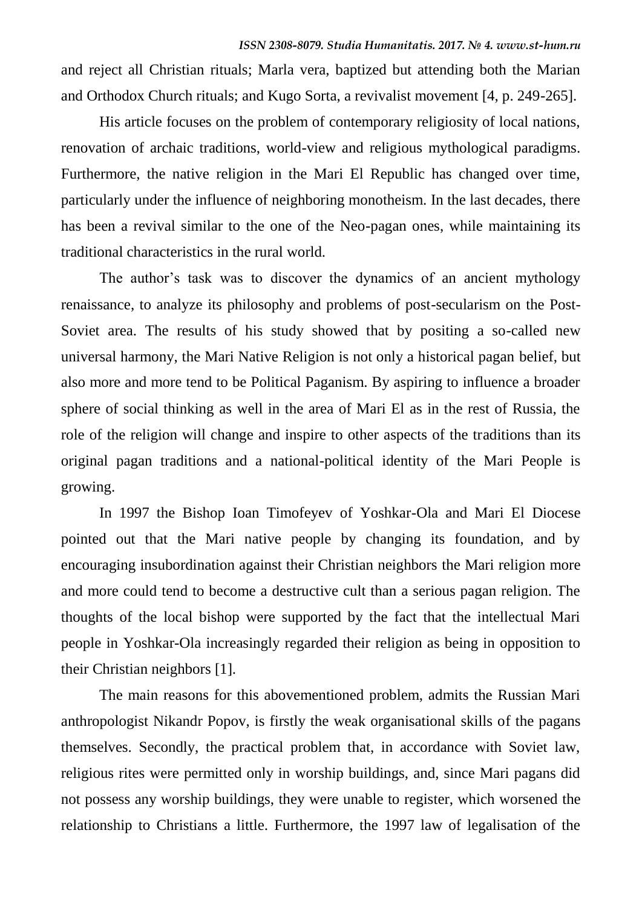and reject all Christian rituals; Marla vera, baptized but attending both the Marian and Orthodox Church rituals; and Kugo Sorta, a revivalist movement [4, p. 249-265].

His article focuses on the problem of contemporary religiosity of local nations, renovation of archaic traditions, world-view and religious mythological paradigms. Furthermore, the native religion in the Mari El Republic has changed over time, particularly under the influence of neighboring monotheism. In the last decades, there has been a revival similar to the one of the Neo-pagan ones, while maintaining its traditional characteristics in the rural world.

The author's task was to discover the dynamics of an ancient mythology renaissance, to analyze its philosophy and problems of post-secularism on the Post-Soviet area. The results of his study showed that by positing a so-called new universal harmony, the Mari Native Religion is not only a historical pagan belief, but also more and more tend to be Political Paganism. By aspiring to influence a broader sphere of social thinking as well in the area of Mari El as in the rest of Russia, the role of the religion will change and inspire to other aspects of the traditions than its original pagan traditions and a national-political identity of the Mari People is growing.

In 1997 the Bishop Ioan Timofeyev of Yoshkar-Ola and Mari El Diocese pointed out that the Mari native people by changing its foundation, and by encouraging insubordination against their Christian neighbors the Mari religion more and more could tend to become a destructive cult than a serious pagan religion. The thoughts of the local bishop were supported by the fact that the intellectual Mari people in Yoshkar-Ola increasingly regarded their religion as being in opposition to their Christian neighbors [1].

The main reasons for this abovementioned problem, admits the Russian Mari anthropologist Nikandr Popov, is firstly the weak organisational skills of the pagans themselves. Secondly, the practical problem that, in accordance with Soviet law, religious rites were permitted only in worship buildings, and, since Mari pagans did not possess any worship buildings, they were unable to register, which worsened the relationship to Christians a little. Furthermore, the 1997 law of legalisation of the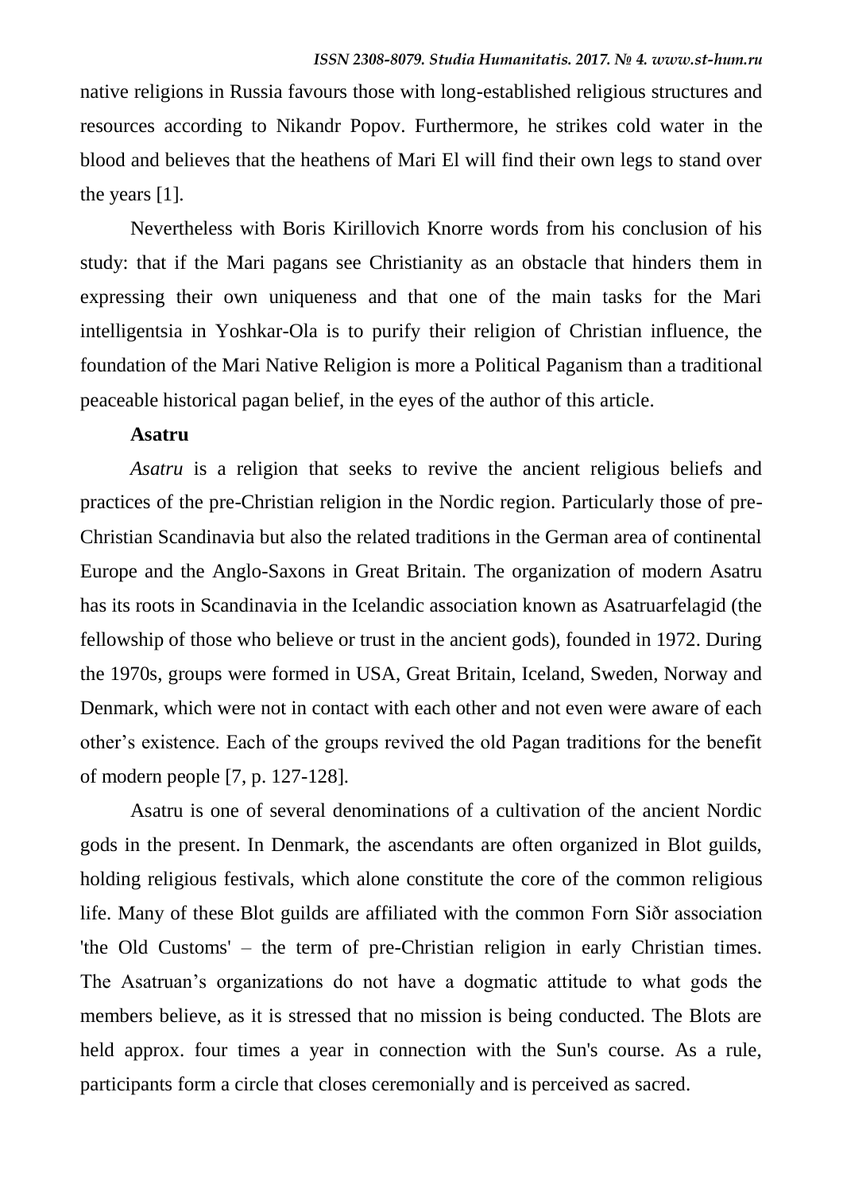native religions in Russia favours those with long-established religious structures and resources according to Nikandr Popov. Furthermore, he strikes cold water in the blood and believes that the heathens of Mari El will find their own legs to stand over the years [1].

Nevertheless with Boris Kirillovich Knorre words from his conclusion of his study: that if the Mari pagans see Christianity as an obstacle that hinders them in expressing their own uniqueness and that one of the main tasks for the Mari intelligentsia in Yoshkar-Ola is to purify their religion of Christian influence, the foundation of the Mari Native Religion is more a Political Paganism than a traditional peaceable historical pagan belief, in the eyes of the author of this article.

**Asatru**

*Asatru* is a religion that seeks to revive the ancient religious beliefs and practices of the pre-Christian religion in the Nordic region. Particularly those of pre-Christian Scandinavia but also the related traditions in the German area of continental Europe and the Anglo-Saxons in Great Britain. The organization of modern Asatru has its roots in Scandinavia in the Icelandic association known as Asatruarfelagid (the fellowship of those who believe or trust in the ancient gods), founded in 1972. During the 1970s, groups were formed in USA, Great Britain, Iceland, Sweden, Norway and Denmark, which were not in contact with each other and not even were aware of each other's existence. Each of the groups revived the old Pagan traditions for the benefit of modern people [7, p. 127-128].

Asatru is one of several denominations of a cultivation of the ancient Nordic gods in the present. In Denmark, the ascendants are often organized in Blot guilds, holding religious festivals, which alone constitute the core of the common religious life. Many of these Blot guilds are affiliated with the common Forn Siðr association 'the Old Customs' – the term of pre-Christian religion in early Christian times. The Asatruan's organizations do not have a dogmatic attitude to what gods the members believe, as it is stressed that no mission is being conducted. The Blots are held approx. four times a year in connection with the Sun's course. As a rule, participants form a circle that closes ceremonially and is perceived as sacred.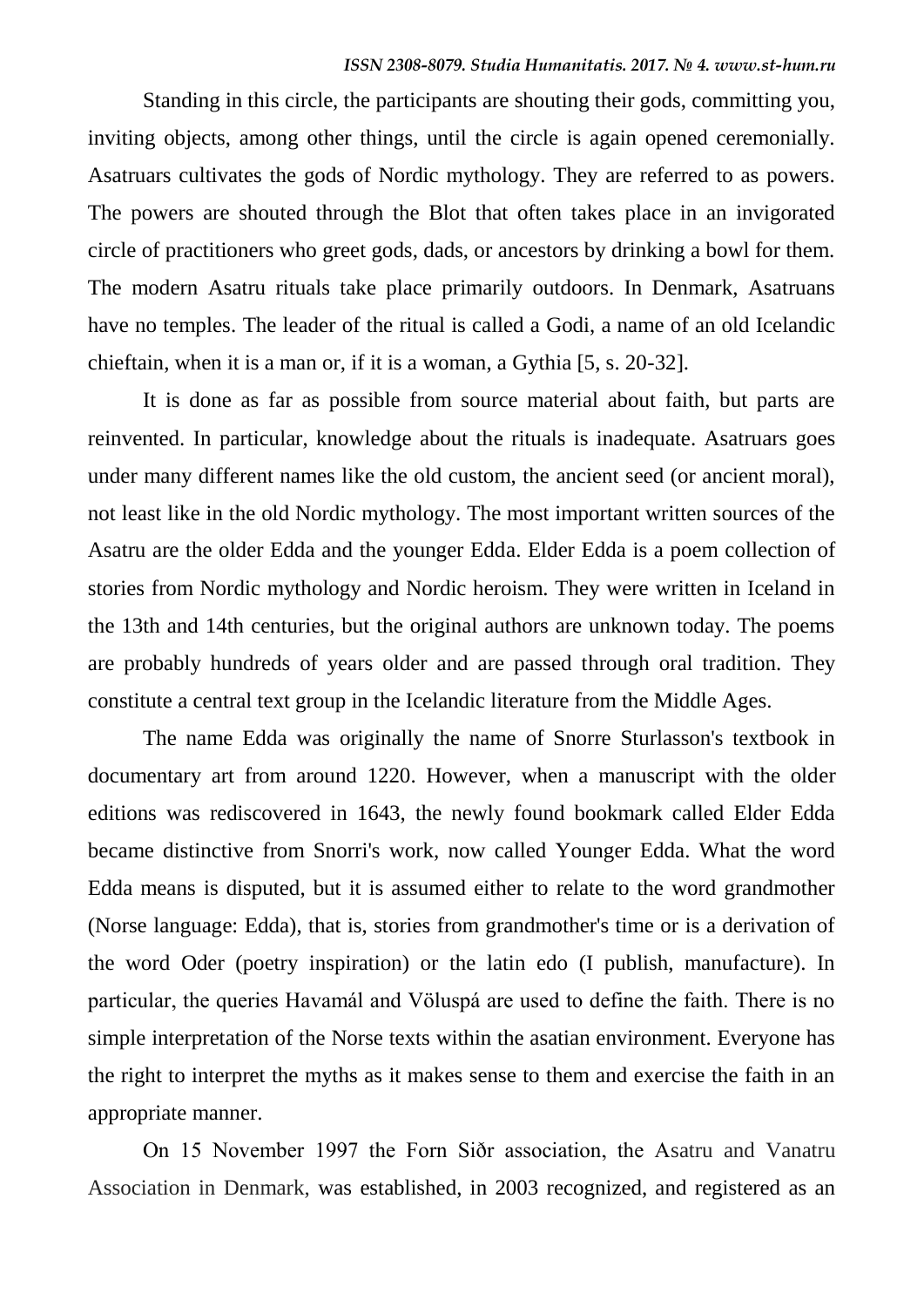Standing in this circle, the participants are shouting their gods, committing you, inviting objects, among other things, until the circle is again opened ceremonially. Asatruars cultivates the gods of Nordic mythology. They are referred to as powers. The powers are shouted through the Blot that often takes place in an invigorated circle of practitioners who greet gods, dads, or ancestors by drinking a bowl for them. The modern Asatru rituals take place primarily outdoors. In Denmark, Asatruans have no temples. The leader of the ritual is called a Godi, a name of an old Icelandic chieftain, when it is a man or, if it is a woman, a Gythia [5, s. 20-32].

It is done as far as possible from source material about faith, but parts are reinvented. In particular, knowledge about the rituals is inadequate. Asatruars goes under many different names like the old custom, the ancient seed (or ancient moral), not least like in the old Nordic mythology. The most important written sources of the Asatru are the older Edda and the younger Edda. Elder Edda is a poem collection of stories from Nordic mythology and Nordic heroism. They were written in Iceland in the 13th and 14th centuries, but the original authors are unknown today. The poems are probably hundreds of years older and are passed through oral tradition. They constitute a central text group in the Icelandic literature from the Middle Ages.

The name Edda was originally the name of Snorre Sturlasson's textbook in documentary art from around 1220. However, when a manuscript with the older editions was rediscovered in 1643, the newly found bookmark called Elder Edda became distinctive from Snorri's work, now called Younger Edda. What the word Edda means is disputed, but it is assumed either to relate to the word grandmother (Norse language: Edda), that is, stories from grandmother's time or is a derivation of the word Oder (poetry inspiration) or the latin edo (I publish, manufacture). In particular, the queries Havamál and Völuspá are used to define the faith. There is no simple interpretation of the Norse texts within the asatian environment. Everyone has the right to interpret the myths as it makes sense to them and exercise the faith in an appropriate manner.

On 15 November 1997 the Forn Siðr association, the Asatru and Vanatru Association in Denmark, was established, in 2003 recognized, and registered as an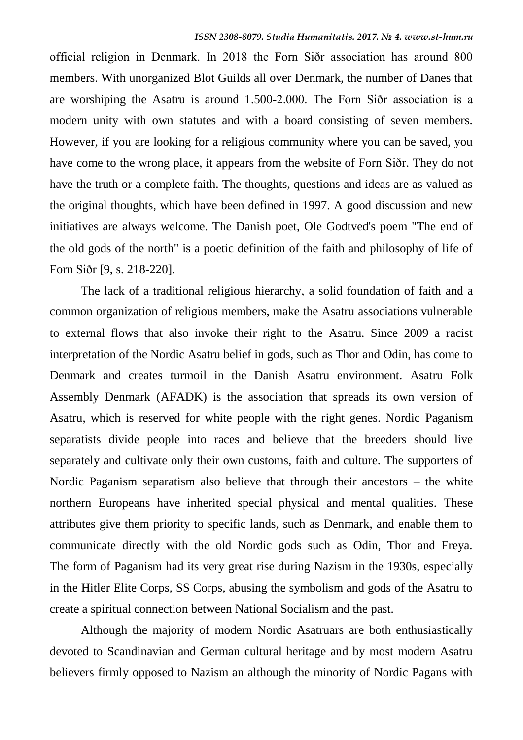official religion in Denmark. In 2018 the Forn Siðr association has around 800 members. With unorganized Blot Guilds all over Denmark, the number of Danes that are worshiping the Asatru is around 1.500-2.000. The Forn Siðr association is a modern unity with own statutes and with a board consisting of seven members. However, if you are looking for a religious community where you can be saved, you have come to the wrong place, it appears from the website of Forn Siðr. They do not have the truth or a complete faith. The thoughts, questions and ideas are as valued as the original thoughts, which have been defined in 1997. A good discussion and new initiatives are always welcome. The Danish poet, Ole Godtved's poem "The end of the old gods of the north" is a poetic definition of the faith and philosophy of life of Forn Siðr [9, s. 218-220].

The lack of a traditional religious hierarchy, a solid foundation of faith and a common organization of religious members, make the Asatru associations vulnerable to external flows that also invoke their right to the Asatru. Since 2009 a racist interpretation of the Nordic Asatru belief in gods, such as Thor and Odin, has come to Denmark and creates turmoil in the Danish Asatru environment. Asatru Folk Assembly Denmark (AFADK) is the association that spreads its own version of Asatru, which is reserved for white people with the right genes. Nordic Paganism separatists divide people into races and believe that the breeders should live separately and cultivate only their own customs, faith and culture. The supporters of Nordic Paganism separatism also believe that through their ancestors – the white northern Europeans have inherited special physical and mental qualities. These attributes give them priority to specific lands, such as Denmark, and enable them to communicate directly with the old Nordic gods such as Odin, Thor and Freya. The form of Paganism had its very great rise during Nazism in the 1930s, especially in the Hitler Elite Corps, SS Corps, abusing the symbolism and gods of the Asatru to create a spiritual connection between National Socialism and the past.

Although the majority of modern Nordic Asatruars are both enthusiastically devoted to Scandinavian and German cultural heritage and by most modern Asatru believers firmly opposed to Nazism an although the minority of Nordic Pagans with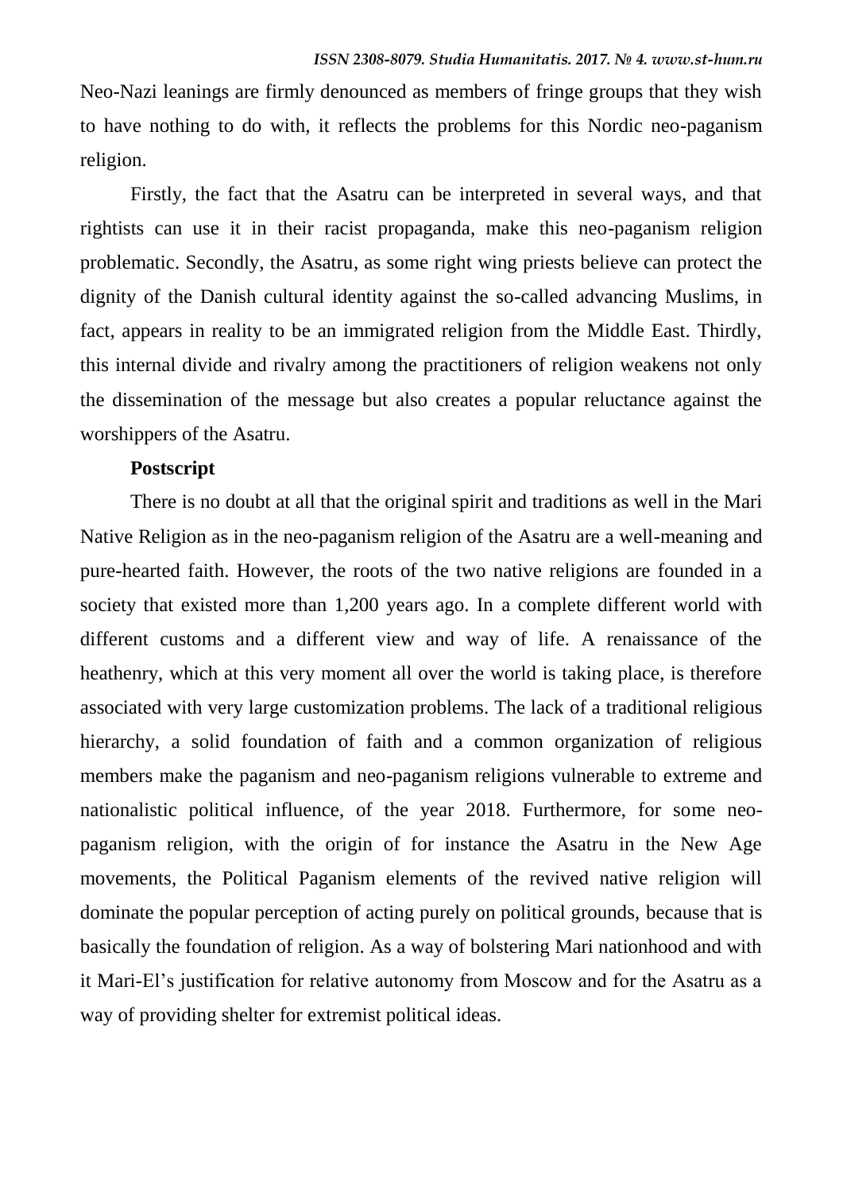Neo-Nazi leanings are firmly denounced as members of fringe groups that they wish to have nothing to do with, it reflects the problems for this Nordic neo-paganism religion.

Firstly, the fact that the Asatru can be interpreted in several ways, and that rightists can use it in their racist propaganda, make this neo-paganism religion problematic. Secondly, the Asatru, as some right wing priests believe can protect the dignity of the Danish cultural identity against the so-called advancing Muslims, in fact, appears in reality to be an immigrated religion from the Middle East. Thirdly, this internal divide and rivalry among the practitioners of religion weakens not only the dissemination of the message but also creates a popular reluctance against the worshippers of the Asatru.

**Postscript**

There is no doubt at all that the original spirit and traditions as well in the Mari Native Religion as in the neo-paganism religion of the Asatru are a well-meaning and pure-hearted faith. However, the roots of the two native religions are founded in a society that existed more than 1,200 years ago. In a complete different world with different customs and a different view and way of life. A renaissance of the heathenry, which at this very moment all over the world is taking place, is therefore associated with very large customization problems. The lack of a traditional religious hierarchy, a solid foundation of faith and a common organization of religious members make the paganism and neo-paganism religions vulnerable to extreme and nationalistic political influence, of the year 2018. Furthermore, for some neo-paganism religion, with the origin of for instance the Asatru in the New Age movements, the Political Paganism elements of the revived native religion will dominate the popular perception of acting purely on political grounds, because that is basically the foundation of religion. As a way of bolstering Mari nationhood and with it Mari-El's justification for relative autonomy from Moscow and for the Asatru as a way of providing shelter for extremist political ideas.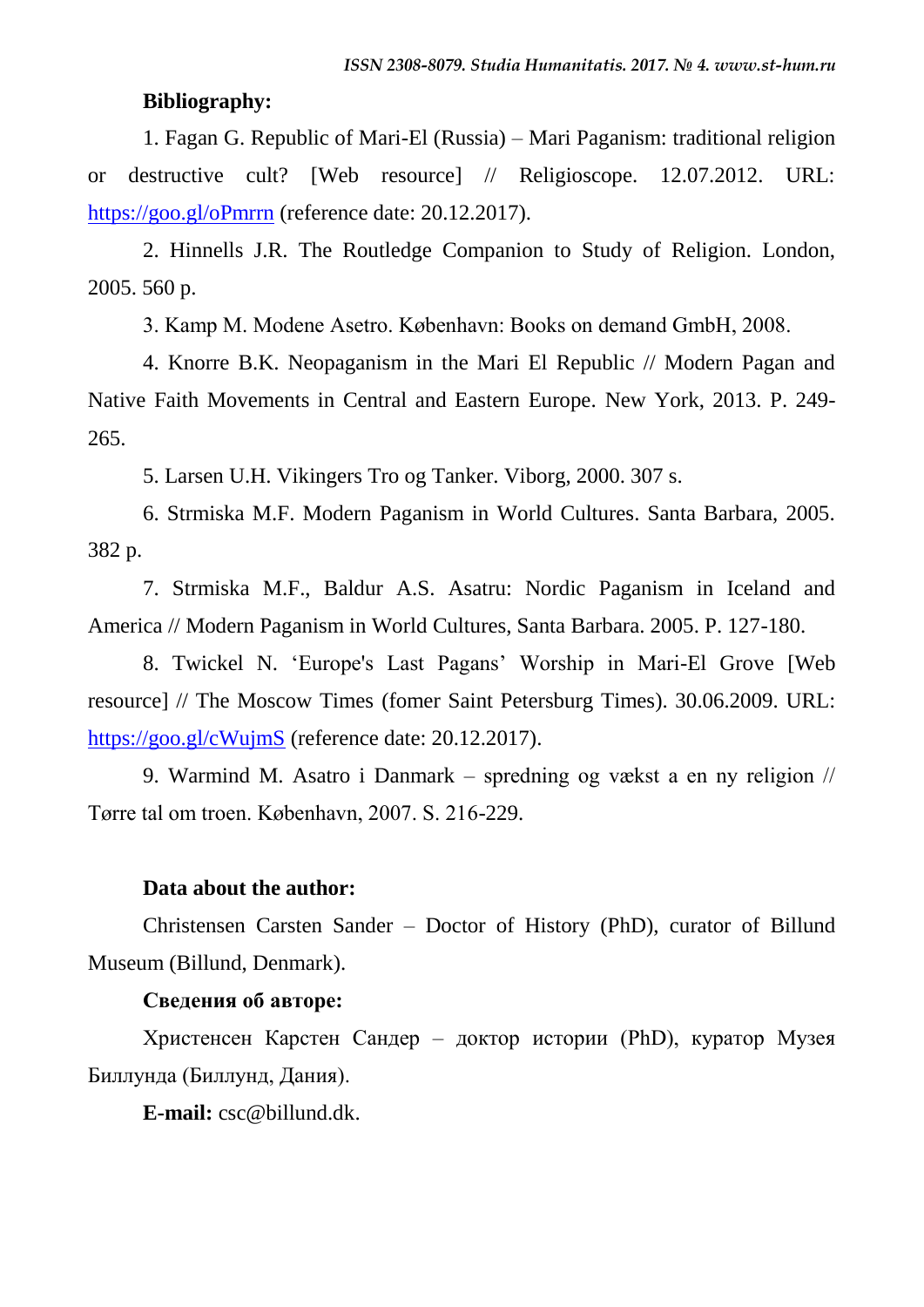**Bibliography:**

1. Fagan G. Republic of Mari-El (Russia) – Mari Paganism: traditional religion or destructive cult? [Web resource] // Religioscope. 12.07.2012. URL: https://goo.gl/oPmrrn (reference date: 20.12.2017).

2. Hinnells J.R. The Routledge Companion to Study of Religion. London, 2005. 560 p.

3. Kamp M. Modene Asetro. København: Books on demand GmbH, 2008.

4. Knorre B.K. Neopaganism in the Mari El Republic // Modern Pagan and Native Faith Movements in Central and Eastern Europe. New York, 2013. P. 249-265.

5. Larsen U.H. Vikingers Tro og Tanker. Viborg, 2000. 307 s.

6. Strmiska M.F. Modern Paganism in World Cultures. Santa Barbara, 2005. 382 p.

7. Strmiska M.F., Baldur A.S. Asatru: Nordic Paganism in Iceland and America // Modern Paganism in World Cultures, Santa Barbara. 2005. P. 127-180.

8. Twickel N. 'Europe's Last Pagans' Worship in Mari-El Grove [Web resource] // The Moscow Times (fomer Saint Petersburg Times). 30.06.2009. URL: https://goo.gl/cWujmS (reference date: 20.12.2017).

9. Warmind M. Asatro i Danmark – spredning og vækst a en ny religion // Tørre tal om troen. København, 2007. S. 216-229.

**Data about the author:**

Christensen Carsten Sander – Doctor of History (PhD), curator of Billund Museum (Billund, Denmark).

**Сведения об авторе:**

Христенсен Карстен Сандер – доктор истории (PhD), куратор Музея Биллунда (Биллунд, Дания).

**E-mail:** csc@billund.dk.